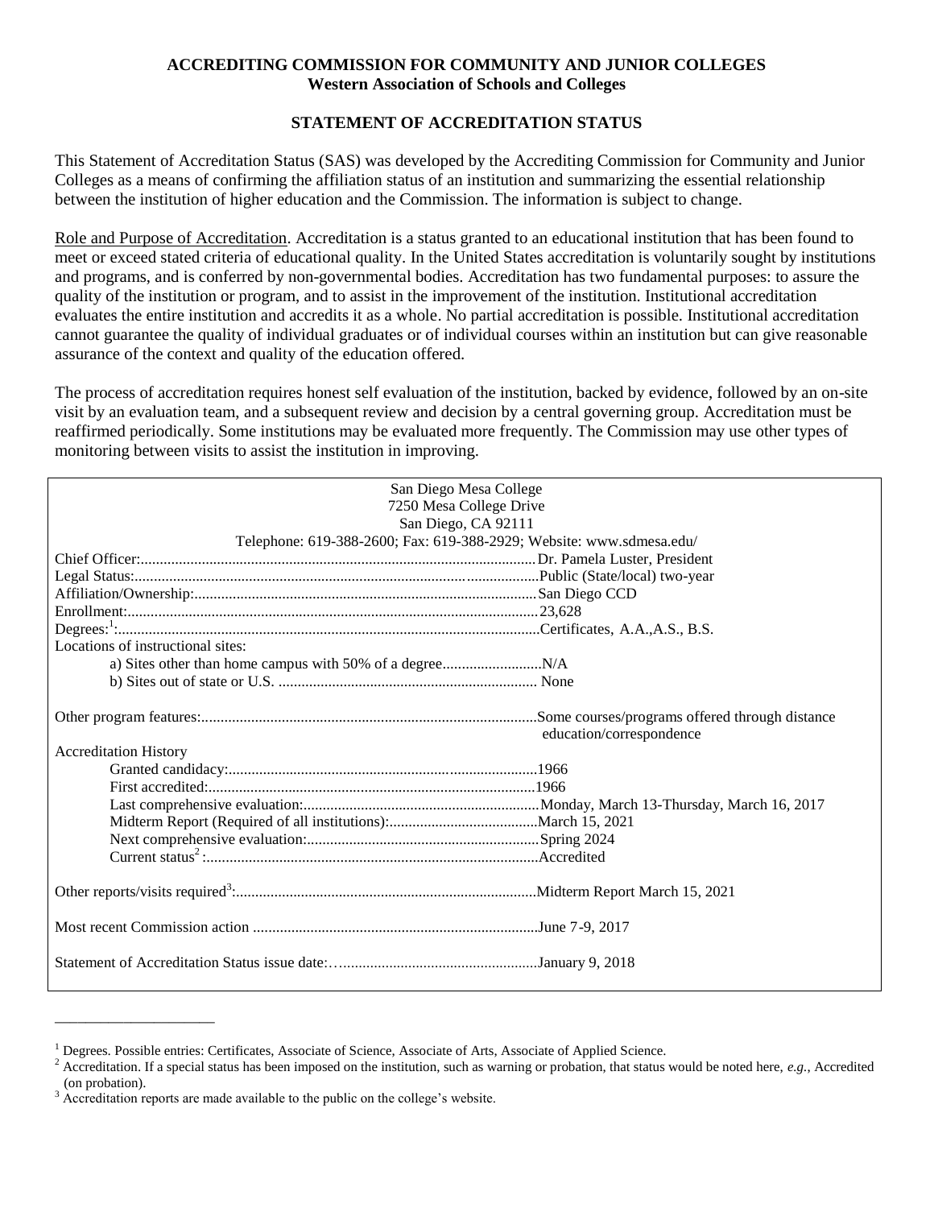**ACCREDITING COMMISSION FOR COMMUNITY AND JUNIOR COLLEGES**
**Western Association of Schools and Colleges**

## STATEMENT OF ACCREDITATION STATUS

This Statement of Accreditation Status (SAS) was developed by the Accrediting Commission for Community and Junior Colleges as a means of confirming the affiliation status of an institution and summarizing the essential relationship between the institution of higher education and the Commission. The information is subject to change.

Role and Purpose of Accreditation. Accreditation is a status granted to an educational institution that has been found to meet or exceed stated criteria of educational quality. In the United States accreditation is voluntarily sought by institutions and programs, and is conferred by non-governmental bodies. Accreditation has two fundamental purposes: to assure the quality of the institution or program, and to assist in the improvement of the institution. Institutional accreditation evaluates the entire institution and accredits it as a whole. No partial accreditation is possible. Institutional accreditation cannot guarantee the quality of individual graduates or of individual courses within an institution but can give reasonable assurance of the context and quality of the education offered.

The process of accreditation requires honest self evaluation of the institution, backed by evidence, followed by an on-site visit by an evaluation team, and a subsequent review and decision by a central governing group. Accreditation must be reaffirmed periodically. Some institutions may be evaluated more frequently. The Commission may use other types of monitoring between visits to assist the institution in improving.

San Diego Mesa College
7250 Mesa College Drive
San Diego, CA 92111
Telephone: 619-388-2600; Fax: 619-388-2929; Website: www.sdmesa.edu/

Chief Officer:....................................................................................................Dr. Pamela Luster, President
Legal Status:.....................................................................................................Public (State/local) two-year
Affiliation/Ownership:.....................................................................................San Diego CCD
Enrollment:.......................................................................................................23,628
Degrees:[1]:.........................................................................................................Certificates, A.A.,A.S., B.S.
Locations of instructional sites:
- a) Sites other than home campus with 50% of a degree..........................N/A
- b) Sites out of state or U.S. .................................................................... None

Other program features:....................................................................................Some courses/programs offered through distance education/correspondence

Accreditation History
- Granted candidacy:.................................................................................1966
- First accredited:.....................................................................................1966
- Last comprehensive evaluation:.............................................................Monday, March 13-Thursday, March 16, 2017
- Midterm Report (Required of all institutions):.......................................March 15, 2021
- Next comprehensive evaluation:.............................................................Spring 2024
- Current status[2] :.......................................................................................Accredited

Other reports/visits required[3]:..............................................................................Midterm Report March 15, 2021

Most recent Commission action ..........................................................................June 7-9, 2017

Statement of Accreditation Status issue date:…...................................................January 9, 2018

---

[1] Degrees. Possible entries: Certificates, Associate of Science, Associate of Arts, Associate of Applied Science.
[2] Accreditation. If a special status has been imposed on the institution, such as warning or probation, that status would be noted here, *e.g.*, Accredited (on probation).
[3] Accreditation reports are made available to the public on the college's website.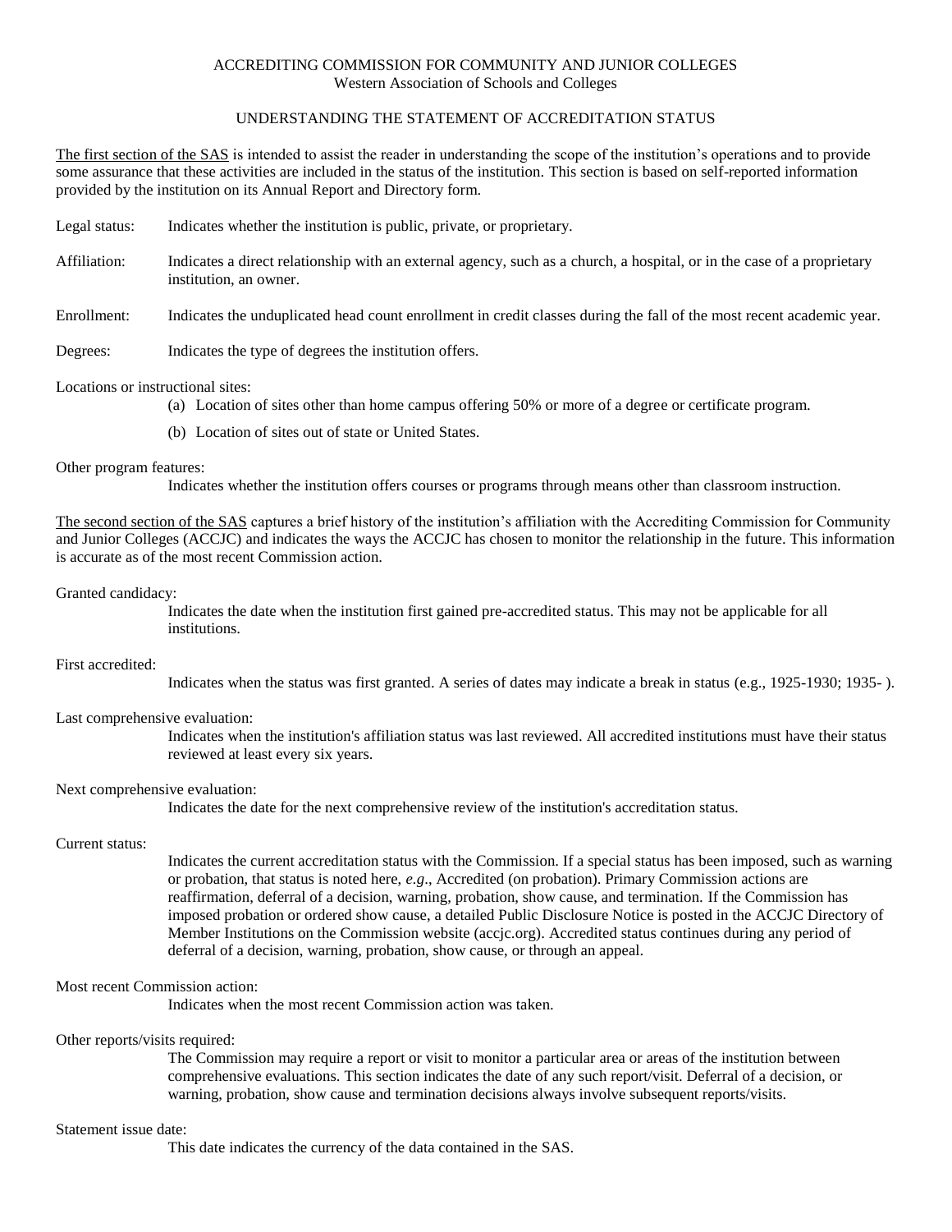ACCREDITING COMMISSION FOR COMMUNITY AND JUNIOR COLLEGES
Western Association of Schools and Colleges

## UNDERSTANDING THE STATEMENT OF ACCREDITATION STATUS

<u>The first section of the SAS</u> is intended to assist the reader in understanding the scope of the institution's operations and to provide some assurance that these activities are included in the status of the institution. This section is based on self-reported information provided by the institution on its Annual Report and Directory form.

Legal status: Indicates whether the institution is public, private, or proprietary.

Affiliation: Indicates a direct relationship with an external agency, such as a church, a hospital, or in the case of a proprietary institution, an owner.

Enrollment: Indicates the unduplicated head count enrollment in credit classes during the fall of the most recent academic year.

Degrees: Indicates the type of degrees the institution offers.

Locations or instructional sites:

(a) Location of sites other than home campus offering 50% or more of a degree or certificate program.

(b) Location of sites out of state or United States.

Other program features:

Indicates whether the institution offers courses or programs through means other than classroom instruction.

<u>The second section of the SAS</u> captures a brief history of the institution's affiliation with the Accrediting Commission for Community and Junior Colleges (ACCJC) and indicates the ways the ACCJC has chosen to monitor the relationship in the future. This information is accurate as of the most recent Commission action.

Granted candidacy:

Indicates the date when the institution first gained pre-accredited status. This may not be applicable for all institutions.

First accredited:

Indicates when the status was first granted. A series of dates may indicate a break in status (e.g., 1925-1930; 1935- ).

Last comprehensive evaluation:

Indicates when the institution's affiliation status was last reviewed. All accredited institutions must have their status reviewed at least every six years.

Next comprehensive evaluation:

Indicates the date for the next comprehensive review of the institution's accreditation status.

Current status:

Indicates the current accreditation status with the Commission. If a special status has been imposed, such as warning or probation, that status is noted here, *e.g*., Accredited (on probation). Primary Commission actions are reaffirmation, deferral of a decision, warning, probation, show cause, and termination. If the Commission has imposed probation or ordered show cause, a detailed Public Disclosure Notice is posted in the ACCJC Directory of Member Institutions on the Commission website (accjc.org). Accredited status continues during any period of deferral of a decision, warning, probation, show cause, or through an appeal.

Most recent Commission action:

Indicates when the most recent Commission action was taken.

Other reports/visits required:

The Commission may require a report or visit to monitor a particular area or areas of the institution between comprehensive evaluations. This section indicates the date of any such report/visit. Deferral of a decision, or warning, probation, show cause and termination decisions always involve subsequent reports/visits.

Statement issue date:

This date indicates the currency of the data contained in the SAS.